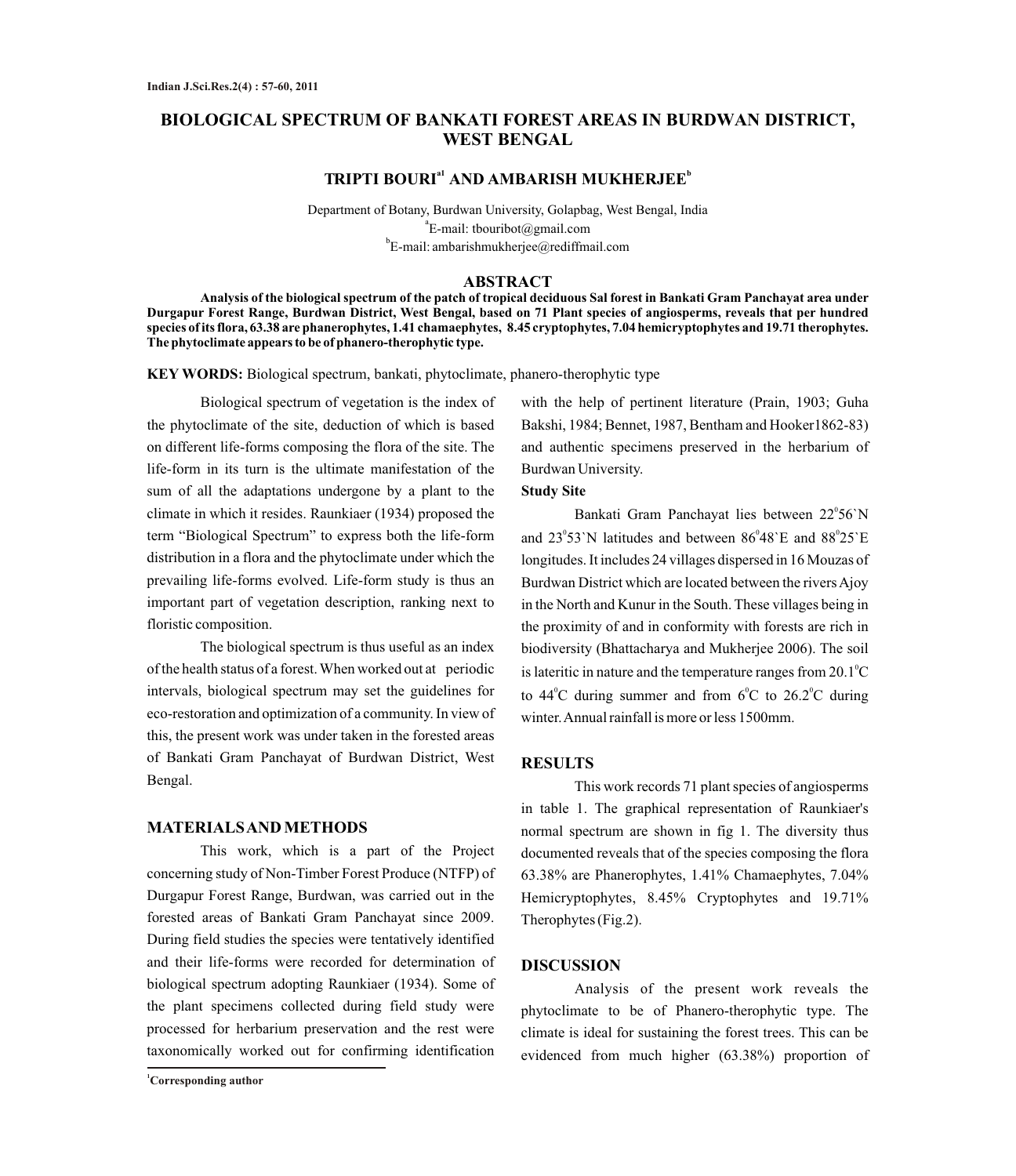# BIOLOGICAL SPECTRUM OF BANKATI FOREST AREAS IN BURDWAN DISTRICT, WEST BENGAL

**TRIPTI BOURI[a1] AND AMBARISH MUKHERJEE[b]**

Department of Botany, Burdwan University, Golapbag, West Bengal, India
[a]E-mail: tbouribot@gmail.com
[b]E-mail: ambarishmukherjee@rediffmail.com

## ABSTRACT

**Analysis of the biological spectrum of the patch of tropical deciduous Sal forest in Bankati Gram Panchayat area under Durgapur Forest Range, Burdwan District, West Bengal, based on 71 Plant species of angiosperms, reveals that per hundred species of its flora, 63.38 are phanerophytes, 1.41 chamaephytes, 8.45 cryptophytes, 7.04 hemicryptophytes and 19.71 therophytes. The phytoclimate appears to be of phanero-therophytic type.**

**KEY WORDS:** Biological spectrum, bankati, phytoclimate, phanero-therophytic type

Biological spectrum of vegetation is the index of the phytoclimate of the site, deduction of which is based on different life-forms composing the flora of the site. The life-form in its turn is the ultimate manifestation of the sum of all the adaptations undergone by a plant to the climate in which it resides. Raunkiaer (1934) proposed the term "Biological Spectrum" to express both the life-form distribution in a flora and the phytoclimate under which the prevailing life-forms evolved. Life-form study is thus an important part of vegetation description, ranking next to floristic composition.

The biological spectrum is thus useful as an index of the health status of a forest. When worked out at periodic intervals, biological spectrum may set the guidelines for eco-restoration and optimization of a community. In view of this, the present work was under taken in the forested areas of Bankati Gram Panchayat of Burdwan District, West Bengal.

## MATERIALS AND METHODS

This work, which is a part of the Project concerning study of Non-Timber Forest Produce (NTFP) of Durgapur Forest Range, Burdwan, was carried out in the forested areas of Bankati Gram Panchayat since 2009. During field studies the species were tentatively identified and their life-forms were recorded for determination of biological spectrum adopting Raunkiaer (1934). Some of the plant specimens collected during field study were processed for herbarium preservation and the rest were taxonomically worked out for confirming identification with the help of pertinent literature (Prain, 1903; Guha Bakshi, 1984; Bennet, 1987, Bentham and Hooker1862-83) and authentic specimens preserved in the herbarium of Burdwan University.

### Study Site

Bankati Gram Panchayat lies between 22°56`N and 23°53`N latitudes and between 86°48`E and 88°25`E longitudes. It includes 24 villages dispersed in 16 Mouzas of Burdwan District which are located between the rivers Ajoy in the North and Kunur in the South. These villages being in the proximity of and in conformity with forests are rich in biodiversity (Bhattacharya and Mukherjee 2006). The soil is lateritic in nature and the temperature ranges from 20.1°C to 44°C during summer and from 6°C to 26.2°C during winter. Annual rainfall is more or less 1500mm.

## RESULTS

This work records 71 plant species of angiosperms in table 1. The graphical representation of Raunkiaer's normal spectrum are shown in fig 1. The diversity thus documented reveals that of the species composing the flora 63.38% are Phanerophytes, 1.41% Chamaephytes, 7.04% Hemicryptophytes, 8.45% Cryptophytes and 19.71% Therophytes (Fig.2).

## DISCUSSION

Analysis of the present work reveals the phytoclimate to be of Phanero-therophytic type. The climate is ideal for sustaining the forest trees. This can be evidenced from much higher (63.38%) proportion of

[1]Corresponding author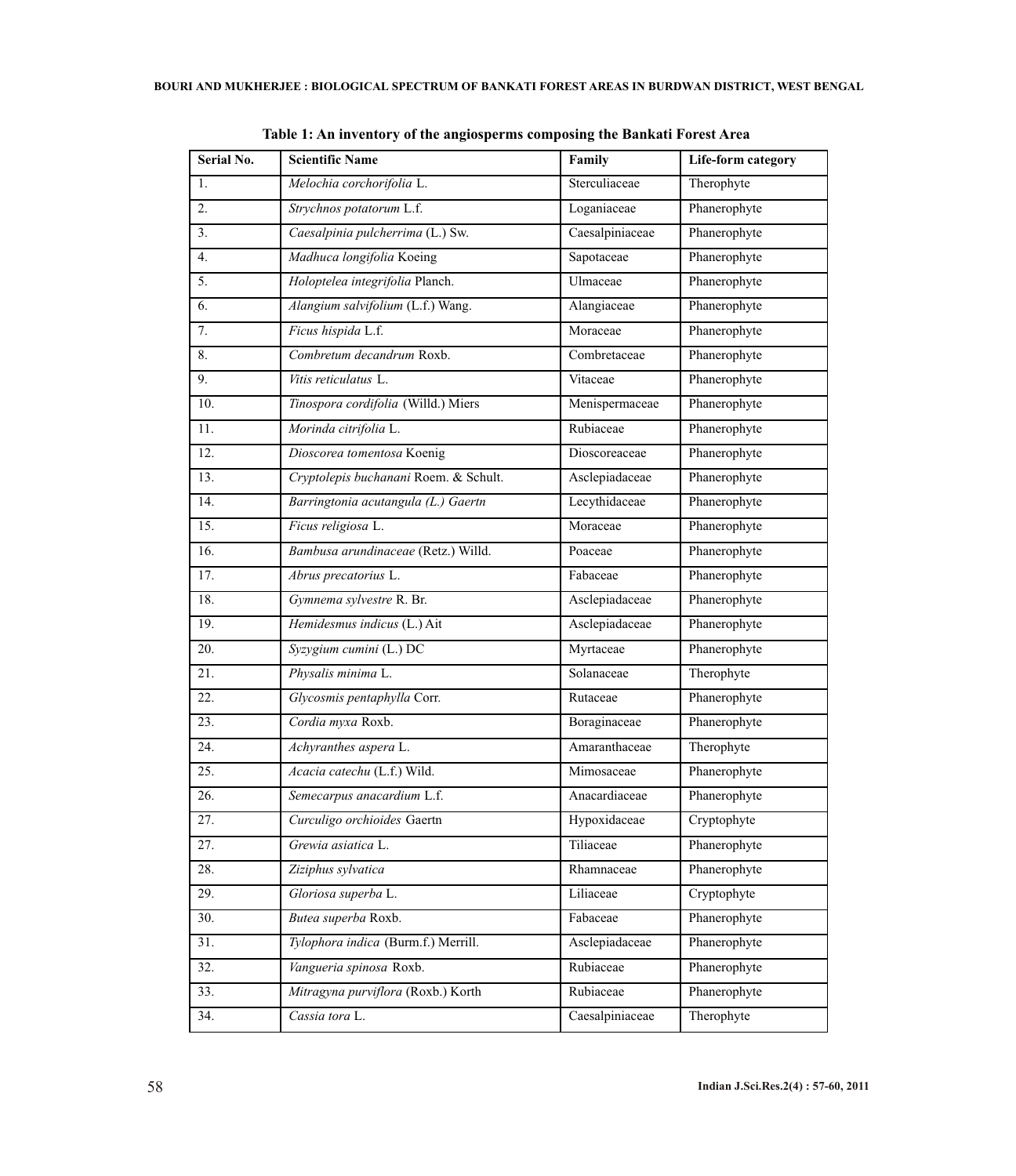**Table 1: An inventory of the angiosperms composing the Bankati Forest Area**

| Serial No. | Scientific Name | Family | Life-form category |
|---|---|---|---|
| 1. | *Melochia corchorifolia* L. | Sterculiaceae | Therophyte |
| 2. | *Strychnos potatorum* L.f. | Loganiaceae | Phanerophyte |
| 3. | *Caesalpinia pulcherrima* (L.) Sw. | Caesalpiniaceae | Phanerophyte |
| 4. | *Madhuca longifolia* Koeing | Sapotaceae | Phanerophyte |
| 5. | *Holoptelea integrifolia* Planch. | Ulmaceae | Phanerophyte |
| 6. | *Alangium salvifolium* (L.f.) Wang. | Alangiaceae | Phanerophyte |
| 7. | *Ficus hispida* L.f. | Moraceae | Phanerophyte |
| 8. | *Combretum decandrum* Roxb. | Combretaceae | Phanerophyte |
| 9. | *Vitis reticulatus* L. | Vitaceae | Phanerophyte |
| 10. | *Tinospora cordifolia* (Willd.) Miers | Menispermaceae | Phanerophyte |
| 11. | *Morinda citrifolia* L. | Rubiaceae | Phanerophyte |
| 12. | *Dioscorea tomentosa* Koenig | Dioscoreaceae | Phanerophyte |
| 13. | *Cryptolepis buchanani* Roem. & Schult. | Asclepiadaceae | Phanerophyte |
| 14. | *Barringtonia acutangula (L.) Gaertn* | Lecythidaceae | Phanerophyte |
| 15. | *Ficus religiosa* L. | Moraceae | Phanerophyte |
| 16. | *Bambusa arundinaceae* (Retz.) Willd. | Poaceae | Phanerophyte |
| 17. | *Abrus precatorius* L. | Fabaceae | Phanerophyte |
| 18. | *Gymnema sylvestre* R. Br. | Asclepiadaceae | Phanerophyte |
| 19. | *Hemidesmus indicus* (L.) Ait | Asclepiadaceae | Phanerophyte |
| 20. | *Syzygium cumini* (L.) DC | Myrtaceae | Phanerophyte |
| 21. | *Physalis minima* L. | Solanaceae | Therophyte |
| 22. | *Glycosmis pentaphylla* Corr. | Rutaceae | Phanerophyte |
| 23. | *Cordia myxa* Roxb. | Boraginaceae | Phanerophyte |
| 24. | *Achyranthes aspera* L. | Amaranthaceae | Therophyte |
| 25. | *Acacia catechu* (L.f.) Wild. | Mimosaceae | Phanerophyte |
| 26. | *Semecarpus anacardium* L.f. | Anacardiaceae | Phanerophyte |
| 27. | *Curculigo orchioides* Gaertn | Hypoxidaceae | Cryptophyte |
| 27. | *Grewia asiatica* L. | Tiliaceae | Phanerophyte |
| 28. | *Ziziphus sylvatica* | Rhamnaceae | Phanerophyte |
| 29. | *Gloriosa superba* L. | Liliaceae | Cryptophyte |
| 30. | *Butea superba* Roxb. | Fabaceae | Phanerophyte |
| 31. | *Tylophora indica* (Burm.f.) Merrill. | Asclepiadaceae | Phanerophyte |
| 32. | *Vangueria spinosa* Roxb. | Rubiaceae | Phanerophyte |
| 33. | *Mitragyna purviflora* (Roxb.) Korth | Rubiaceae | Phanerophyte |
| 34. | *Cassia tora* L. | Caesalpiniaceae | Therophyte |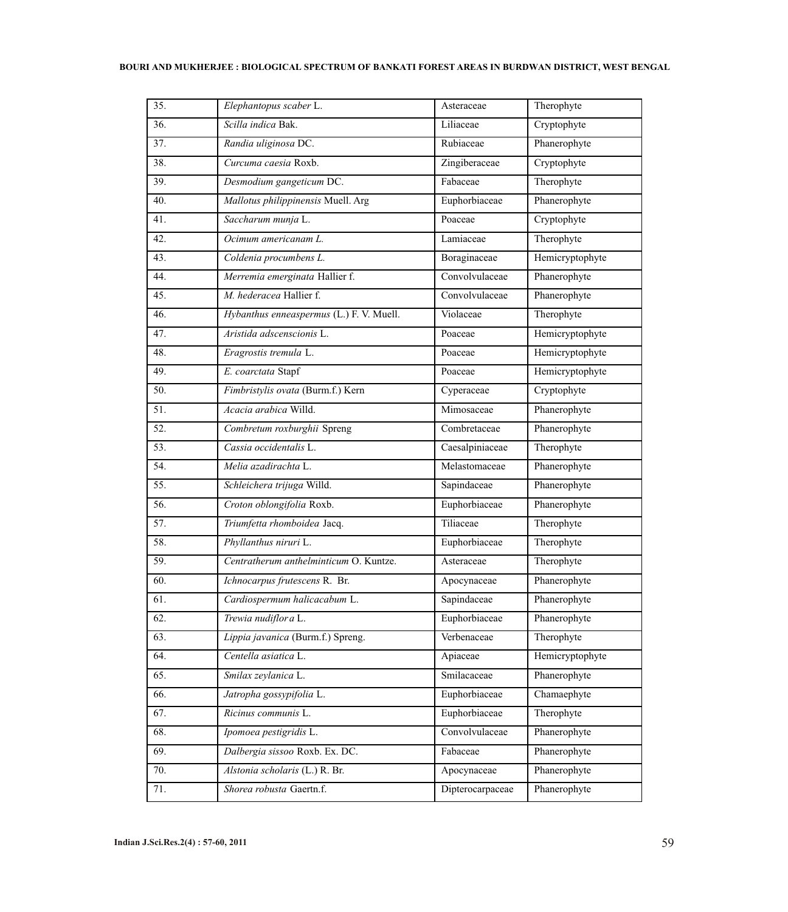| 35. | *Elephantopus scaber* L. | Asteraceae | Therophyte |
|---|---|---|---|
| 36. | *Scilla indica* Bak. | Liliaceae | Cryptophyte |
| 37. | *Randia uliginosa* DC. | Rubiaceae | Phanerophyte |
| 38. | *Curcuma caesia* Roxb. | Zingiberaceae | Cryptophyte |
| 39. | *Desmodium gangeticum* DC. | Fabaceae | Therophyte |
| 40. | *Mallotus philippinensis* Muell. Arg | Euphorbiaceae | Phanerophyte |
| 41. | *Saccharum munja* L. | Poaceae | Cryptophyte |
| 42. | *Ocimum americanam L.* | Lamiaceae | Therophyte |
| 43. | *Coldenia procumbens L.* | Boraginaceae | Hemicryptophyte |
| 44. | *Merremia emerginata* Hallier f. | Convolvulaceae | Phanerophyte |
| 45. | *M. hederacea* Hallier f. | Convolvulaceae | Phanerophyte |
| 46. | *Hybanthus enneaspermus* (L.) F. V. Muell. | Violaceae | Therophyte |
| 47. | *Aristida adscenscionis* L. | Poaceae | Hemicryptophyte |
| 48. | *Eragrostis tremula* L. | Poaceae | Hemicryptophyte |
| 49. | *E. coarctata* Stapf | Poaceae | Hemicryptophyte |
| 50. | *Fimbristylis ovata* (Burm.f.) Kern | Cyperaceae | Cryptophyte |
| 51. | *Acacia arabica* Willd. | Mimosaceae | Phanerophyte |
| 52. | *Combretum roxburghii* Spreng | Combretaceae | Phanerophyte |
| 53. | *Cassia occidentalis* L. | Caesalpiniaceae | Therophyte |
| 54. | *Melia azadirachta* L. | Melastomaceae | Phanerophyte |
| 55. | *Schleichera trijuga* Willd. | Sapindaceae | Phanerophyte |
| 56. | *Croton oblongifolia* Roxb. | Euphorbiaceae | Phanerophyte |
| 57. | *Triumfetta rhomboidea* Jacq. | Tiliaceae | Therophyte |
| 58. | *Phyllanthus niruri* L. | Euphorbiaceae | Therophyte |
| 59. | *Centratherum anthelminticum* O. Kuntze. | Asteraceae | Therophyte |
| 60. | *Ichnocarpus frutescens* R. Br. | Apocynaceae | Phanerophyte |
| 61. | *Cardiospermum halicacabum* L. | Sapindaceae | Phanerophyte |
| 62. | *Trewia nudiflora* L. | Euphorbiaceae | Phanerophyte |
| 63. | *Lippia javanica* (Burm.f.) Spreng. | Verbenaceae | Therophyte |
| 64. | *Centella asiatica* L. | Apiaceae | Hemicryptophyte |
| 65. | *Smilax zeylanica* L. | Smilacaceae | Phanerophyte |
| 66. | *Jatropha gossypifolia* L. | Euphorbiaceae | Chamaephyte |
| 67. | *Ricinus communis* L. | Euphorbiaceae | Therophyte |
| 68. | *Ipomoea pestigridis* L. | Convolvulaceae | Phanerophyte |
| 69. | *Dalbergia sissoo* Roxb. Ex. DC. | Fabaceae | Phanerophyte |
| 70. | *Alstonia scholaris* (L.) R. Br. | Apocynaceae | Phanerophyte |
| 71. | *Shorea robusta* Gaertn.f. | Dipterocarpaceae | Phanerophyte |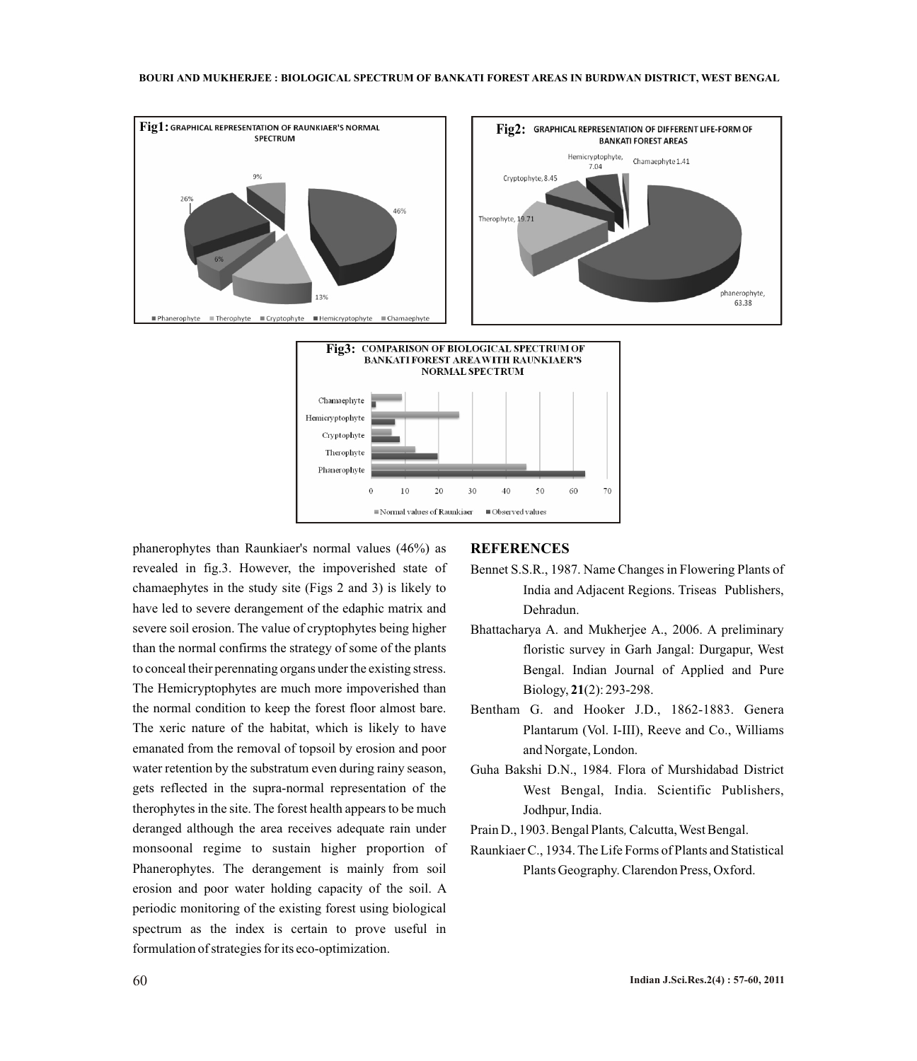**Fig1:** GRAPHICAL REPRESENTATION OF RAUNKIAER'S NORMAL SPECTRUM

46%
13%
6%
26%
9%

Phanerophyte  Therophyte  Cryptophyte  Hemicryptophyte  Chamaephyte

**Fig2:** GRAPHICAL REPRESENTATION OF DIFFERENT LIFE-FORM OF BANKATI FOREST AREAS

Hemicryptophyte, 7.04
Chamaephyte 1.41
Cryptophyte, 8.45
Therophyte, 19.71
phanerophyte, 63.38

**Fig3:** COMPARISON OF BIOLOGICAL SPECTRUM OF BANKATI FOREST AREA WITH RAUNKIAER'S NORMAL SPECTRUM

Chamaephyte
Hemicryptophyte
Cryptophyte
Therophyte
Phanerophyte

0 10 20 30 40 50 60 70

Normal values of Raunkiaer  Observed values

phanerophytes than Raunkiaer's normal values (46%) as revealed in fig.3. However, the impoverished state of chamaephytes in the study site (Figs 2 and 3) is likely to have led to severe derangement of the edaphic matrix and severe soil erosion. The value of cryptophytes being higher than the normal confirms the strategy of some of the plants to conceal their perennating organs under the existing stress. The Hemicryptophytes are much more impoverished than the normal condition to keep the forest floor almost bare. The xeric nature of the habitat, which is likely to have emanated from the removal of topsoil by erosion and poor water retention by the substratum even during rainy season, gets reflected in the supra-normal representation of the therophytes in the site. The forest health appears to be much deranged although the area receives adequate rain under monsoonal regime to sustain higher proportion of Phanerophytes. The derangement is mainly from soil erosion and poor water holding capacity of the soil. A periodic monitoring of the existing forest using biological spectrum as the index is certain to prove useful in formulation of strategies for its eco-optimization.

## REFERENCES

Bennet S.S.R., 1987. Name Changes in Flowering Plants of India and Adjacent Regions. Triseas Publishers, Dehradun.

Bhattacharya A. and Mukherjee A., 2006. A preliminary floristic survey in Garh Jangal: Durgapur, West Bengal. Indian Journal of Applied and Pure Biology, **21**(2): 293-298.

Bentham G. and Hooker J.D., 1862-1883. Genera Plantarum (Vol. I-III), Reeve and Co., Williams and Norgate, London.

Guha Bakshi D.N., 1984. Flora of Murshidabad District West Bengal, India. Scientific Publishers, Jodhpur, India.

Prain D., 1903. Bengal Plants*,* Calcutta, West Bengal.

Raunkiaer C., 1934. The Life Forms of Plants and Statistical Plants Geography. Clarendon Press, Oxford.